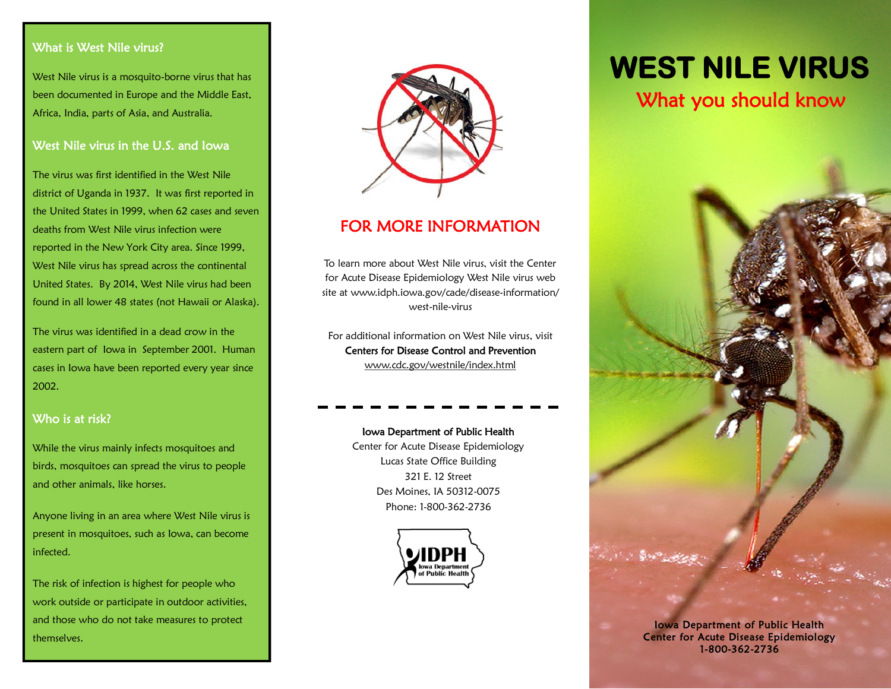## What is West Nile virus?

West Nile virus is a mosquito-borne virus that has been documented in Europe and the Middle East, Africa, India, parts of Asia, and Australia.

## West Nile virus in the U.S. and Iowa

The virus was first identified in the West Nile district of Uganda in 1937. It was first reported in the United States in 1999, when 62 cases and seven deaths from West Nile virus infection were reported in the New York City area. Since 1999, West Nile virus has spread across the continental United States. By 2014, West Nile virus had been found in all lower 48 states (not Hawaii or Alaska).

The virus was identified in a dead crow in the eastern part of Iowa in September 2001. Human cases in Iowa have been reported every year since 2002.

## Who is at risk?

While the virus mainly infects mosquitoes and birds, mosquitoes can spread the virus to people and other animals, like horses.

Anyone living in an area where West Nile virus is present in mosquitoes, such as Iowa, can become infected.

The risk of infection is highest for people who work outside or participate in outdoor activities, and those who do not take measures to protect themselves.

## FOR MORE INFORMATION

To learn more about West Nile virus, visit the Center for Acute Disease Epidemiology West Nile virus web site at www.idph.iowa.gov/cade/disease-information/west-nile-virus

For additional information on West Nile virus, visit **Centers for Disease Control and Prevention** www.cdc.gov/westnile/index.html

---

**Iowa Department of Public Health**
Center for Acute Disease Epidemiology
Lucas State Office Building
321 E. 12 Street
Des Moines, IA 50312-0075
Phone: 1-800-362-2736

IDPH Iowa Department of Public Health

# WEST NILE VIRUS

## What you should know

**Iowa Department of Public Health**
**Center for Acute Disease Epidemiology**
**1-800-362-2736**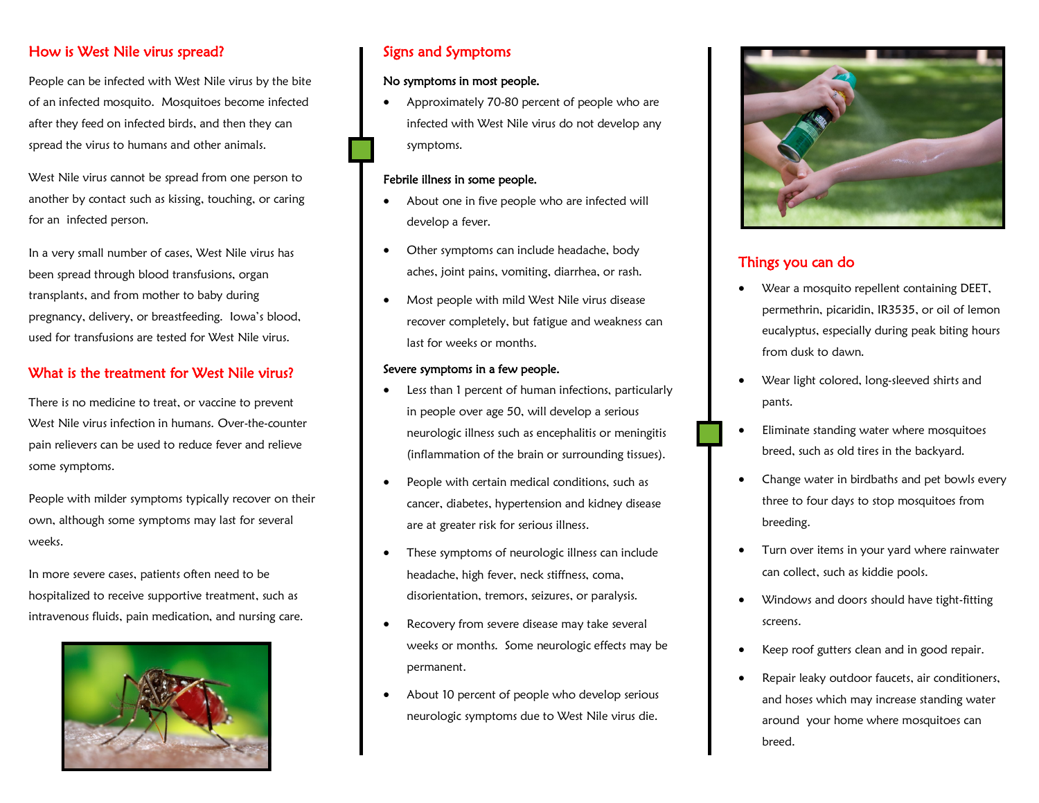## How is West Nile virus spread?

People can be infected with West Nile virus by the bite of an infected mosquito. Mosquitoes become infected after they feed on infected birds, and then they can spread the virus to humans and other animals.

West Nile virus cannot be spread from one person to another by contact such as kissing, touching, or caring for an infected person.

In a very small number of cases, West Nile virus has been spread through blood transfusions, organ transplants, and from mother to baby during pregnancy, delivery, or breastfeeding. Iowa's blood, used for transfusions are tested for West Nile virus.

## What is the treatment for West Nile virus?

There is no medicine to treat, or vaccine to prevent West Nile virus infection in humans. Over-the-counter pain relievers can be used to reduce fever and relieve some symptoms.

People with milder symptoms typically recover on their own, although some symptoms may last for several weeks.

In more severe cases, patients often need to be hospitalized to receive supportive treatment, such as intravenous fluids, pain medication, and nursing care.

## Signs and Symptoms

**No symptoms in most people.**

- Approximately 70-80 percent of people who are infected with West Nile virus do not develop any symptoms.

**Febrile illness in some people.**

- About one in five people who are infected will develop a fever.
- Other symptoms can include headache, body aches, joint pains, vomiting, diarrhea, or rash.
- Most people with mild West Nile virus disease recover completely, but fatigue and weakness can last for weeks or months.

**Severe symptoms in a few people.**

- Less than 1 percent of human infections, particularly in people over age 50, will develop a serious neurologic illness such as encephalitis or meningitis (inflammation of the brain or surrounding tissues).
- People with certain medical conditions, such as cancer, diabetes, hypertension and kidney disease are at greater risk for serious illness.
- These symptoms of neurologic illness can include headache, high fever, neck stiffness, coma, disorientation, tremors, seizures, or paralysis.
- Recovery from severe disease may take several weeks or months. Some neurologic effects may be permanent.
- About 10 percent of people who develop serious neurologic symptoms due to West Nile virus die.

## Things you can do

- Wear a mosquito repellent containing DEET, permethrin, picaridin, IR3535, or oil of lemon eucalyptus, especially during peak biting hours from dusk to dawn.
- Wear light colored, long-sleeved shirts and pants.
- Eliminate standing water where mosquitoes breed, such as old tires in the backyard.
- Change water in birdbaths and pet bowls every three to four days to stop mosquitoes from breeding.
- Turn over items in your yard where rainwater can collect, such as kiddie pools.
- Windows and doors should have tight-fitting screens.
- Keep roof gutters clean and in good repair.
- Repair leaky outdoor faucets, air conditioners, and hoses which may increase standing water around your home where mosquitoes can breed.